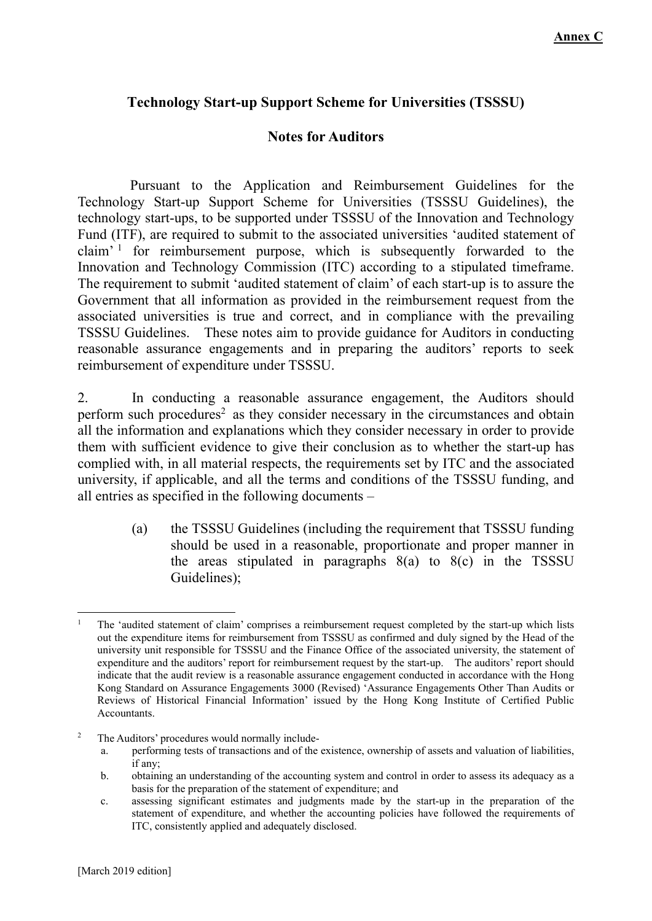**Annex C**

# Technology Start-up Support Scheme for Universities (TSSSU)

## Notes for Auditors

Pursuant to the Application and Reimbursement Guidelines for the Technology Start-up Support Scheme for Universities (TSSSU Guidelines), the technology start-ups, to be supported under TSSSU of the Innovation and Technology Fund (ITF), are required to submit to the associated universities 'audited statement of claim'[1] for reimbursement purpose, which is subsequently forwarded to the Innovation and Technology Commission (ITC) according to a stipulated timeframe. The requirement to submit 'audited statement of claim' of each start-up is to assure the Government that all information as provided in the reimbursement request from the associated universities is true and correct, and in compliance with the prevailing TSSSU Guidelines. These notes aim to provide guidance for Auditors in conducting reasonable assurance engagements and in preparing the auditors' reports to seek reimbursement of expenditure under TSSSU.

2. In conducting a reasonable assurance engagement, the Auditors should perform such procedures[2] as they consider necessary in the circumstances and obtain all the information and explanations which they consider necessary in order to provide them with sufficient evidence to give their conclusion as to whether the start-up has complied with, in all material respects, the requirements set by ITC and the associated university, if applicable, and all the terms and conditions of the TSSSU funding, and all entries as specified in the following documents –

(a) the TSSSU Guidelines (including the requirement that TSSSU funding should be used in a reasonable, proportionate and proper manner in the areas stipulated in paragraphs 8(a) to 8(c) in the TSSSU Guidelines);

---

[1] The 'audited statement of claim' comprises a reimbursement request completed by the start-up which lists out the expenditure items for reimbursement from TSSSU as confirmed and duly signed by the Head of the university unit responsible for TSSSU and the Finance Office of the associated university, the statement of expenditure and the auditors' report for reimbursement request by the start-up. The auditors' report should indicate that the audit review is a reasonable assurance engagement conducted in accordance with the Hong Kong Standard on Assurance Engagements 3000 (Revised) 'Assurance Engagements Other Than Audits or Reviews of Historical Financial Information' issued by the Hong Kong Institute of Certified Public Accountants.

[2] The Auditors' procedures would normally include-

a. performing tests of transactions and of the existence, ownership of assets and valuation of liabilities, if any;
b. obtaining an understanding of the accounting system and control in order to assess its adequacy as a basis for the preparation of the statement of expenditure; and
c. assessing significant estimates and judgments made by the start-up in the preparation of the statement of expenditure, and whether the accounting policies have followed the requirements of ITC, consistently applied and adequately disclosed.

[March 2019 edition]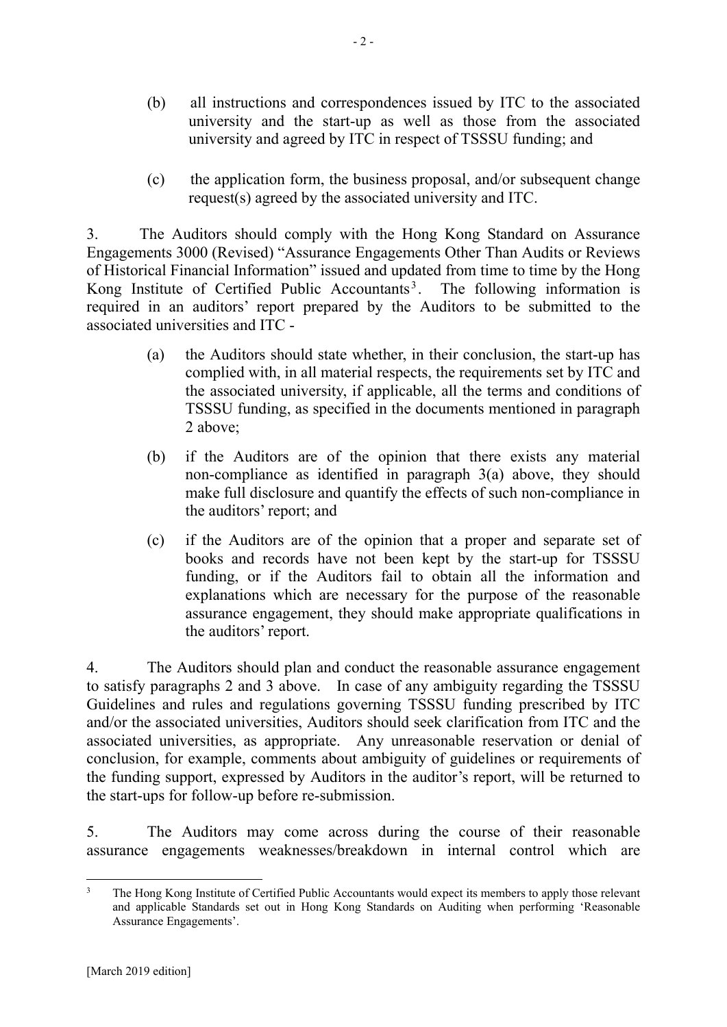(b) all instructions and correspondences issued by ITC to the associated university and the start-up as well as those from the associated university and agreed by ITC in respect of TSSSU funding; and

(c) the application form, the business proposal, and/or subsequent change request(s) agreed by the associated university and ITC.

3. The Auditors should comply with the Hong Kong Standard on Assurance Engagements 3000 (Revised) "Assurance Engagements Other Than Audits or Reviews of Historical Financial Information" issued and updated from time to time by the Hong Kong Institute of Certified Public Accountants[3]. The following information is required in an auditors' report prepared by the Auditors to be submitted to the associated universities and ITC -

(a) the Auditors should state whether, in their conclusion, the start-up has complied with, in all material respects, the requirements set by ITC and the associated university, if applicable, all the terms and conditions of TSSSU funding, as specified in the documents mentioned in paragraph 2 above;

(b) if the Auditors are of the opinion that there exists any material non-compliance as identified in paragraph 3(a) above, they should make full disclosure and quantify the effects of such non-compliance in the auditors' report; and

(c) if the Auditors are of the opinion that a proper and separate set of books and records have not been kept by the start-up for TSSSU funding, or if the Auditors fail to obtain all the information and explanations which are necessary for the purpose of the reasonable assurance engagement, they should make appropriate qualifications in the auditors' report.

4. The Auditors should plan and conduct the reasonable assurance engagement to satisfy paragraphs 2 and 3 above. In case of any ambiguity regarding the TSSSU Guidelines and rules and regulations governing TSSSU funding prescribed by ITC and/or the associated universities, Auditors should seek clarification from ITC and the associated universities, as appropriate. Any unreasonable reservation or denial of conclusion, for example, comments about ambiguity of guidelines or requirements of the funding support, expressed by Auditors in the auditor's report, will be returned to the start-ups for follow-up before re-submission.

5. The Auditors may come across during the course of their reasonable assurance engagements weaknesses/breakdown in internal control which are

---

[3] The Hong Kong Institute of Certified Public Accountants would expect its members to apply those relevant and applicable Standards set out in Hong Kong Standards on Auditing when performing 'Reasonable Assurance Engagements'.

[March 2019 edition]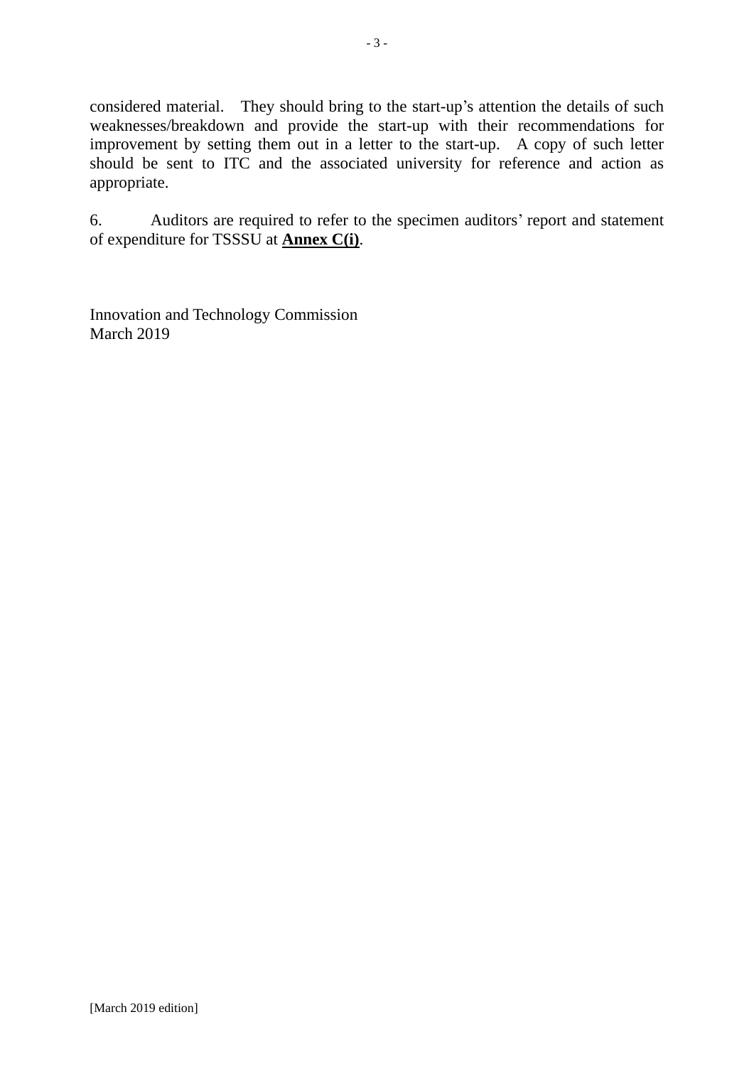considered material. They should bring to the start-up's attention the details of such weaknesses/breakdown and provide the start-up with their recommendations for improvement by setting them out in a letter to the start-up. A copy of such letter should be sent to ITC and the associated university for reference and action as appropriate.

6. Auditors are required to refer to the specimen auditors' report and statement of expenditure for TSSSU at **Annex C(i)**.

Innovation and Technology Commission
March 2019

[March 2019 edition]